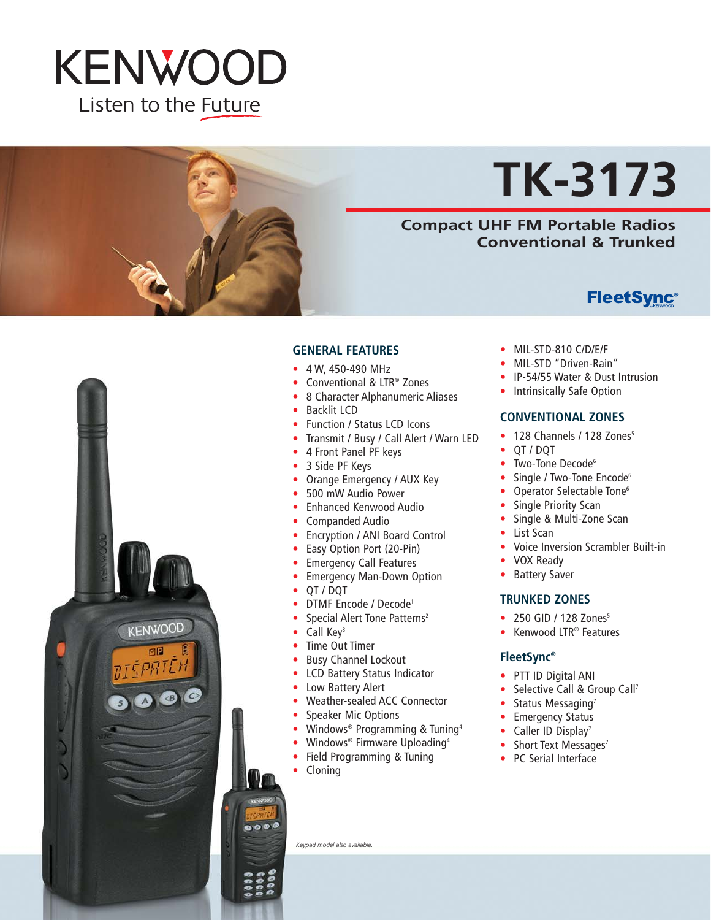# KENWOOD

Listen to the Future

# TK-3173

## Compact UHF FM Portable Radios Conventional & Trunked

FleetSync®

### GENERAL FEATURES

- 4 W, 450-490 MHz
- Conventional & LTR® Zones
- 8 Character Alphanumeric Aliases
- Backlit LCD
- Function / Status LCD Icons
- Transmit / Busy / Call Alert / Warn LED
- 4 Front Panel PF keys
- 3 Side PF Keys
- Orange Emergency / AUX Key
- 500 mW Audio Power
- Enhanced Kenwood Audio
- Companded Audio
- Encryption / ANI Board Control
- Easy Option Port (20-Pin)
- Emergency Call Features
- Emergency Man-Down Option
- QT / DQT
- DTMF Encode / Decode[1]
- Special Alert Tone Patterns[2]
- Call Key[3]
- Time Out Timer
- Busy Channel Lockout
- LCD Battery Status Indicator
- Low Battery Alert
- Weather-sealed ACC Connector
- Speaker Mic Options
- Windows® Programming & Tuning[4]
- Windows® Firmware Uploading[4]
- Field Programming & Tuning
- Cloning
- MIL-STD-810 C/D/E/F
- MIL-STD "Driven-Rain"
- IP-54/55 Water & Dust Intrusion
- Intrinsically Safe Option

### CONVENTIONAL ZONES

- 128 Channels / 128 Zones[5]
- QT / DQT
- Two-Tone Decode[6]
- Single / Two-Tone Encode[6]
- Operator Selectable Tone[6]
- Single Priority Scan
- Single & Multi-Zone Scan
- List Scan
- Voice Inversion Scrambler Built-in
- VOX Ready
- Battery Saver

### TRUNKED ZONES

- 250 GID / 128 Zones[5]
- Kenwood LTR® Features

### FleetSync®

- PTT ID Digital ANI
- Selective Call & Group Call[7]
- Status Messaging[7]
- Emergency Status
- Caller ID Display[7]
- Short Text Messages[7]
- PC Serial Interface

*Keypad model also available.*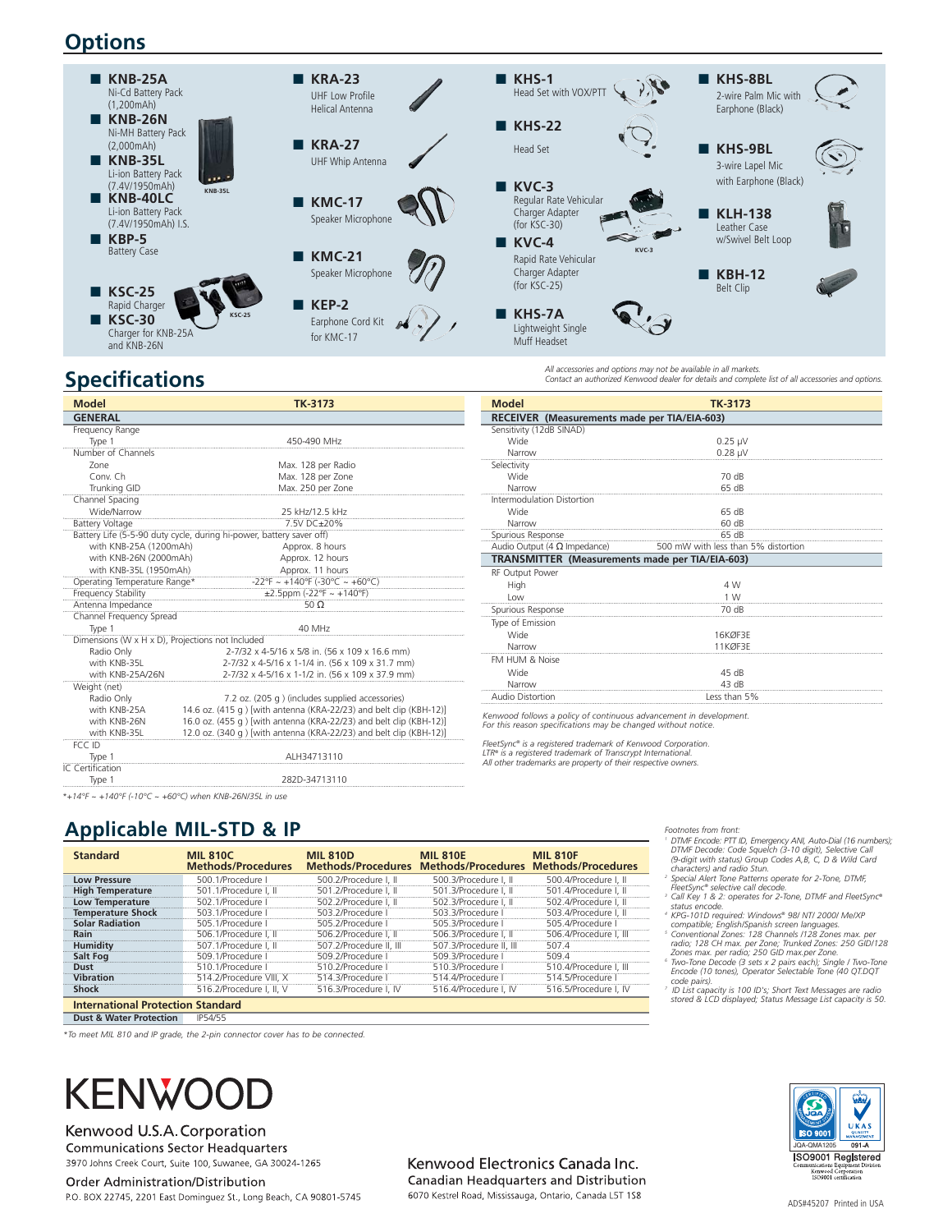## Options

- **KNB-25A**
  Ni-Cd Battery Pack (1,200mAh)
- **KNB-26N**
  Ni-MH Battery Pack (2,000mAh)
- **KNB-35L**
  Li-ion Battery Pack (7.4V/1950mAh)
- **KNB-40LC**
  Li-ion Battery Pack (7.4V/1950mAh) I.S.
- **KBP-5**
  Battery Case
- **KSC-25**
  Rapid Charger
- **KSC-30**
  Charger for KNB-25A and KNB-26N
- **KRA-23**
  UHF Low Profile Helical Antenna
- **KRA-27**
  UHF Whip Antenna
- **KMC-17**
  Speaker Microphone
- **KMC-21**
  Speaker Microphone
- **KEP-2**
  Earphone Cord Kit for KMC-17
- **KHS-1**
  Head Set with VOX/PTT
- **KHS-22**
  Head Set
- **KVC-3**
  Regular Rate Vehicular Charger Adapter (for KSC-30)
- **KVC-4**
  Rapid Rate Vehicular Charger Adapter (for KSC-25)
- **KHS-7A**
  Lightweight Single Muff Headset
- **KHS-8BL**
  2-wire Palm Mic with Earphone (Black)
- **KHS-9BL**
  3-wire Lapel Mic with Earphone (Black)
- **KLH-138**
  Leather Case w/Swivel Belt Loop
- **KBH-12**
  Belt Clip

*All accessories and options may not be available in all markets.*
*Contact an authorized Kenwood dealer for details and complete list of all accessories and options.*

## Specifications

| Model | TK-3173 |
|---|---|
| **GENERAL** | |
| Frequency Range | |
| Type 1 | 450-490 MHz |
| Number of Channels | |
| Zone | Max. 128 per Radio |
| Conv. Ch | Max. 128 per Zone |
| Trunking GID | Max. 250 per Zone |
| Channel Spacing | |
| Wide/Narrow | 25 kHz/12.5 kHz |
| Battery Voltage | 7.5V DC±20% |
| Battery Life (5-5-90 duty cycle, during hi-power, battery saver off) | |
| with KNB-25A (1200mAh) | Approx. 8 hours |
| with KNB-26N (2000mAh) | Approx. 12 hours |
| with KNB-35L (1950mAh) | Approx. 11 hours |
| Operating Temperature Range* | -22°F ~ +140°F (-30°C ~ +60°C) |
| Frequency Stability | ±2.5ppm (-22°F ~ +140°F) |
| Antenna Impedance | 50 Ω |
| Channel Frequency Spread | |
| Type 1 | 40 MHz |
| Dimensions (W x H x D), Projections not Included | |
| Radio Only | 2-7/32 x 4-5/16 x 5/8 in. (56 x 109 x 16.6 mm) |
| with KNB-35L | 2-7/32 x 4-5/16 x 1-1/4 in. (56 x 109 x 31.7 mm) |
| with KNB-25A/26N | 2-7/32 x 4-5/16 x 1-1/2 in. (56 x 109 x 37.9 mm) |
| Weight (net) | |
| Radio Only | 7.2 oz. (205 g ) (includes supplied accessories) |
| with KNB-25A | 14.6 oz. (415 g ) [with antenna (KRA-22/23) and belt clip (KBH-12)] |
| with KNB-26N | 16.0 oz. (455 g ) [with antenna (KRA-22/23) and belt clip (KBH-12)] |
| with KNB-35L | 12.0 oz. (340 g ) [with antenna (KRA-22/23) and belt clip (KBH-12)] |
| FCC ID | |
| Type 1 | ALH34713110 |
| IC Certification | |
| Type 1 | 282D-34713110 |

*+14°F ~ +140°F (-10°C ~ +60°C) when KNB-26N/35L in use

| Model | TK-3173 |
|---|---|
| **RECEIVER (Measurements made per TIA/EIA-603)** | |
| Sensitivity (12dB SINAD) | |
| Wide | 0.25 μV |
| Narrow | 0.28 μV |
| Selectivity | |
| Wide | 70 dB |
| Narrow | 65 dB |
| Intermodulation Distortion | |
| Wide | 65 dB |
| Narrow | 60 dB |
| Spurious Response | 65 dB |
| Audio Output (4 Ω Impedance) | 500 mW with less than 5% distortion |
| **TRANSMITTER (Measurements made per TIA/EIA-603)** | |
| RF Output Power | |
| High | 4 W |
| Low | 1 W |
| Spurious Response | 70 dB |
| Type of Emission | |
| Wide | 16KØF3E |
| Narrow | 11KØF3E |
| FM HUM & Noise | |
| Wide | 45 dB |
| Narrow | 43 dB |
| Audio Distortion | Less than 5% |

*Kenwood follows a policy of continuous advancement in development.*
*For this reason specifications may be changed without notice.*

*FleetSync® is a registered trademark of Kenwood Corporation.*
*LTR® is a registered trademark of Transcrypt International.*
*All other trademarks are property of their respective owners.*

## Applicable MIL-STD & IP

| Standard | MIL 810C Methods/Procedures | MIL 810D Methods/Procedures | MIL 810E Methods/Procedures | MIL 810F Methods/Procedures |
|---|---|---|---|---|
| **Low Pressure** | 500.1/Procedure I | 500.2/Procedure I, II | 500.3/Procedure I, II | 500.4/Procedure I, II |
| **High Temperature** | 501.1/Procedure I, II | 501.2/Procedure I, II | 501.3/Procedure I, II | 501.4/Procedure I, II |
| **Low Temperature** | 502.1/Procedure I | 502.2/Procedure I, II | 502.3/Procedure I, II | 502.4/Procedure I, II |
| **Temperature Shock** | 503.1/Procedure I | 503.2/Procedure I | 503.3/Procedure I | 503.4/Procedure I, II |
| **Solar Radiation** | 505.1/Procedure I | 505.2/Procedure I | 505.3/Procedure I | 505.4/Procedure I |
| **Rain** | 506.1/Procedure I, II | 506.2/Procedure I, II | 506.3/Procedure I, II | 506.4/Procedure I, III |
| **Humidity** | 507.1/Procedure I, II | 507.2/Procedure II, III | 507.3/Procedure II, III | 507.4 |
| **Salt Fog** | 509.1/Procedure I | 509.2/Procedure I | 509.3/Procedure I | 509.4 |
| **Dust** | 510.1/Procedure I | 510.2/Procedure I | 510.3/Procedure I | 510.4/Procedure I, III |
| **Vibration** | 514.2/Procedure VIII, X | 514.3/Procedure I | 514.4/Procedure I | 514.5/Procedure I |
| **Shock** | 516.2/Procedure I, II, V | 516.3/Procedure I, IV | 516.4/Procedure I, IV | 516.5/Procedure I, IV |
| **International Protection Standard** | | | | |
| **Dust & Water Protection** | IP54/55 | | | |

*To meet MIL 810 and IP grade, the 2-pin connector cover has to be connected.

*Footnotes from front:*

1. *DTMF Encode: PTT ID, Emergency ANI, Auto-Dial (16 numbers); DTMF Decode: Code Squelch (3-10 digit), Selective Call (9-digit with status) Group Codes A,B, C, D & Wild Card characters) and radio Stun.*
2. *Special Alert Tone Patterns operate for 2-Tone, DTMF, FleetSync® selective call decode.*
3. *Call Key 1 & 2: operates for 2-Tone, DTMF and FleetSync® status encode.*
4. *KPG-101D required: Windows® 98/ NT/ 2000/ Me/XP compatible; English/Spanish screen languages.*
5. *Conventional Zones: 128 Channels /128 Zones max. per radio; 128 CH max. per Zone; Trunked Zones: 250 GID/128 Zones max. per radio; 250 GID max.per Zone.*
6. *Two-Tone Decode (3 sets x 2 pairs each); Single / Two-Tone Encode (10 tones), Operator Selectable Tone (40 QT.DQT code pairs).*
7. *ID List capacity is 100 ID's; Short Text Messages are radio stored & LCD displayed; Status Message List capacity is 50.*

**KENWOOD**

Kenwood U.S.A. Corporation
Communications Sector Headquarters
3970 Johns Creek Court, Suite 100, Suwanee, GA 30024-1265

Order Administration/Distribution
P.O. BOX 22745, 2201 East Dominguez St., Long Beach, CA 90801-5745

Kenwood Electronics Canada Inc.
Canadian Headquarters and Distribution
6070 Kestrel Road, Mississauga, Ontario, Canada L5T 1S8

ISO9001 Registered
Communications Equipment Division Kenwood Corporation ISO9001 certification
JQA-QMA1205 091-A

ADS#45207 Printed in USA